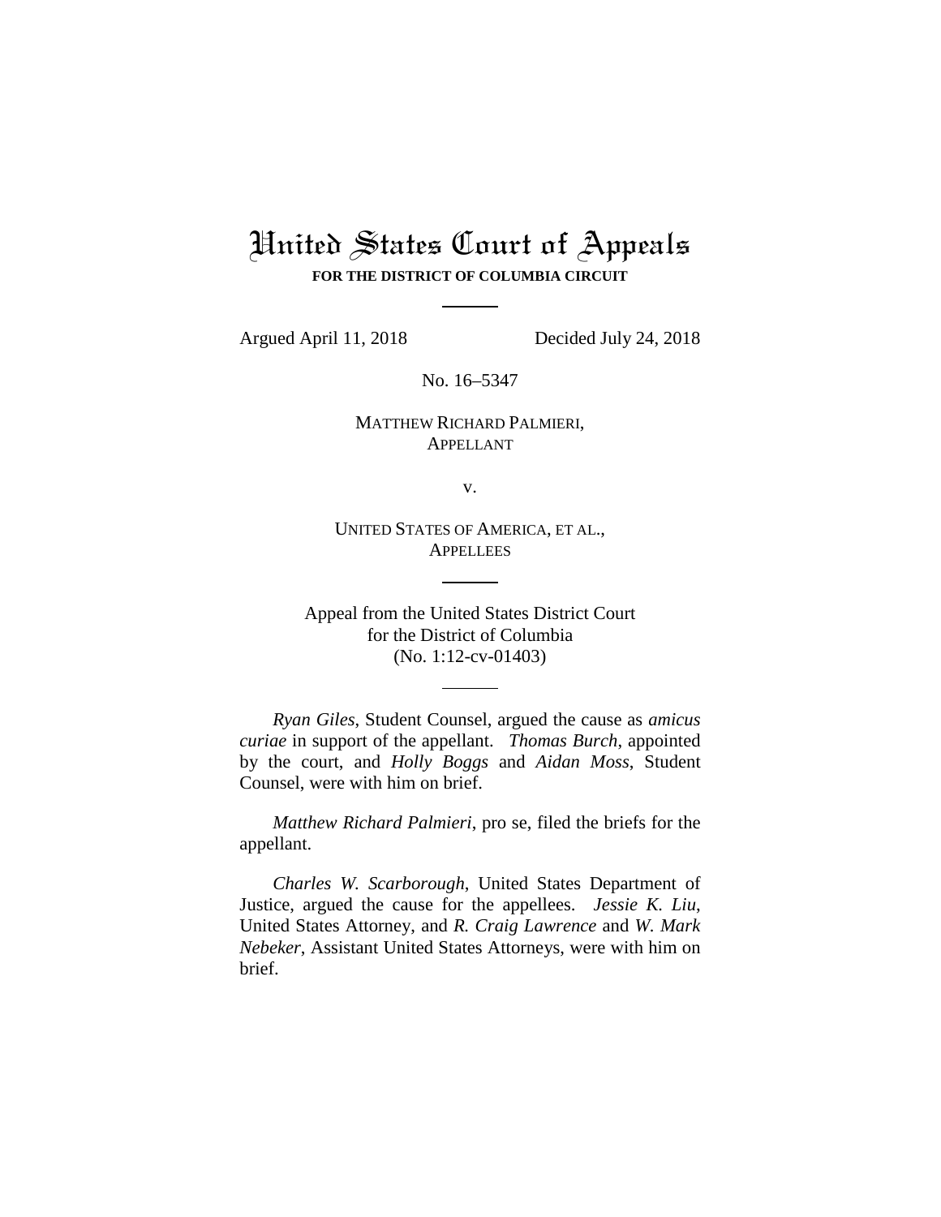# United States Court of Appeals

**FOR THE DISTRICT OF COLUMBIA CIRCUIT**

---

Argued April 11, 2018 Decided July 24, 2018

No. 16–5347

MATTHEW RICHARD PALMIERI,
APPELLANT

v.

UNITED STATES OF AMERICA, ET AL.,
APPELLEES

---

Appeal from the United States District Court
for the District of Columbia
(No. 1:12-cv-01403)

---

*Ryan Giles*, Student Counsel, argued the cause as *amicus curiae* in support of the appellant. *Thomas Burch*, appointed by the court, and *Holly Boggs* and *Aidan Moss*, Student Counsel, were with him on brief.

*Matthew Richard Palmieri*, pro se, filed the briefs for the appellant.

*Charles W. Scarborough*, United States Department of Justice, argued the cause for the appellees. *Jessie K. Liu*, United States Attorney, and *R. Craig Lawrence* and *W. Mark Nebeker*, Assistant United States Attorneys, were with him on brief.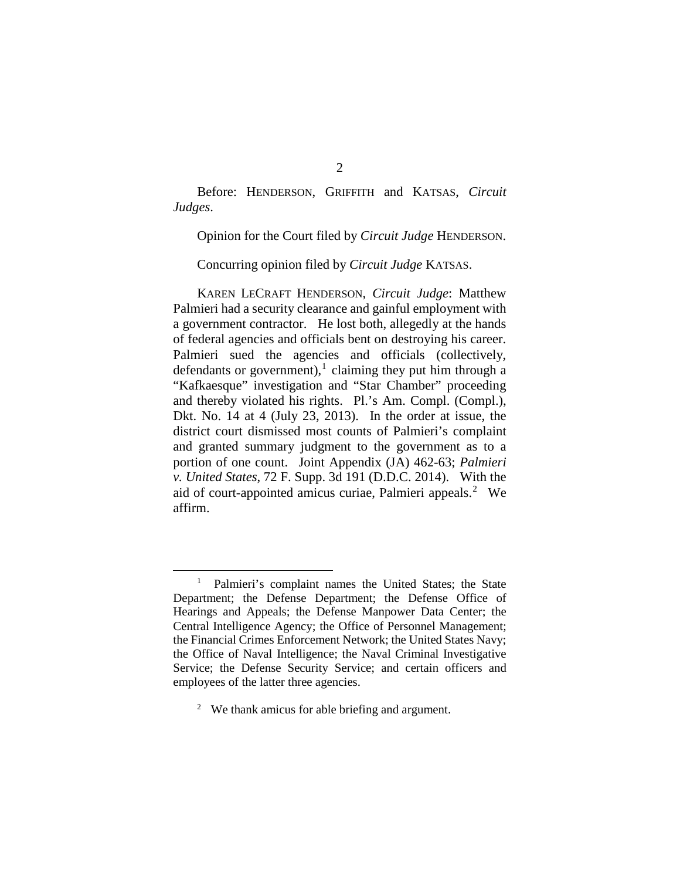Before: HENDERSON, GRIFFITH and KATSAS, *Circuit Judges*.

Opinion for the Court filed by *Circuit Judge* HENDERSON.

Concurring opinion filed by *Circuit Judge* KATSAS.

KAREN LECRAFT HENDERSON, *Circuit Judge*: Matthew Palmieri had a security clearance and gainful employment with a government contractor. He lost both, allegedly at the hands of federal agencies and officials bent on destroying his career. Palmieri sued the agencies and officials (collectively, defendants or government),[1] claiming they put him through a "Kafkaesque" investigation and "Star Chamber" proceeding and thereby violated his rights. Pl.'s Am. Compl. (Compl.), Dkt. No. 14 at 4 (July 23, 2013). In the order at issue, the district court dismissed most counts of Palmieri's complaint and granted summary judgment to the government as to a portion of one count. Joint Appendix (JA) 462-63; *Palmieri v. United States*, 72 F. Supp. 3d 191 (D.D.C. 2014). With the aid of court-appointed amicus curiae, Palmieri appeals.[2] We affirm.

---

[1] Palmieri's complaint names the United States; the State Department; the Defense Department; the Defense Office of Hearings and Appeals; the Defense Manpower Data Center; the Central Intelligence Agency; the Office of Personnel Management; the Financial Crimes Enforcement Network; the United States Navy; the Office of Naval Intelligence; the Naval Criminal Investigative Service; the Defense Security Service; and certain officers and employees of the latter three agencies.

[2] We thank amicus for able briefing and argument.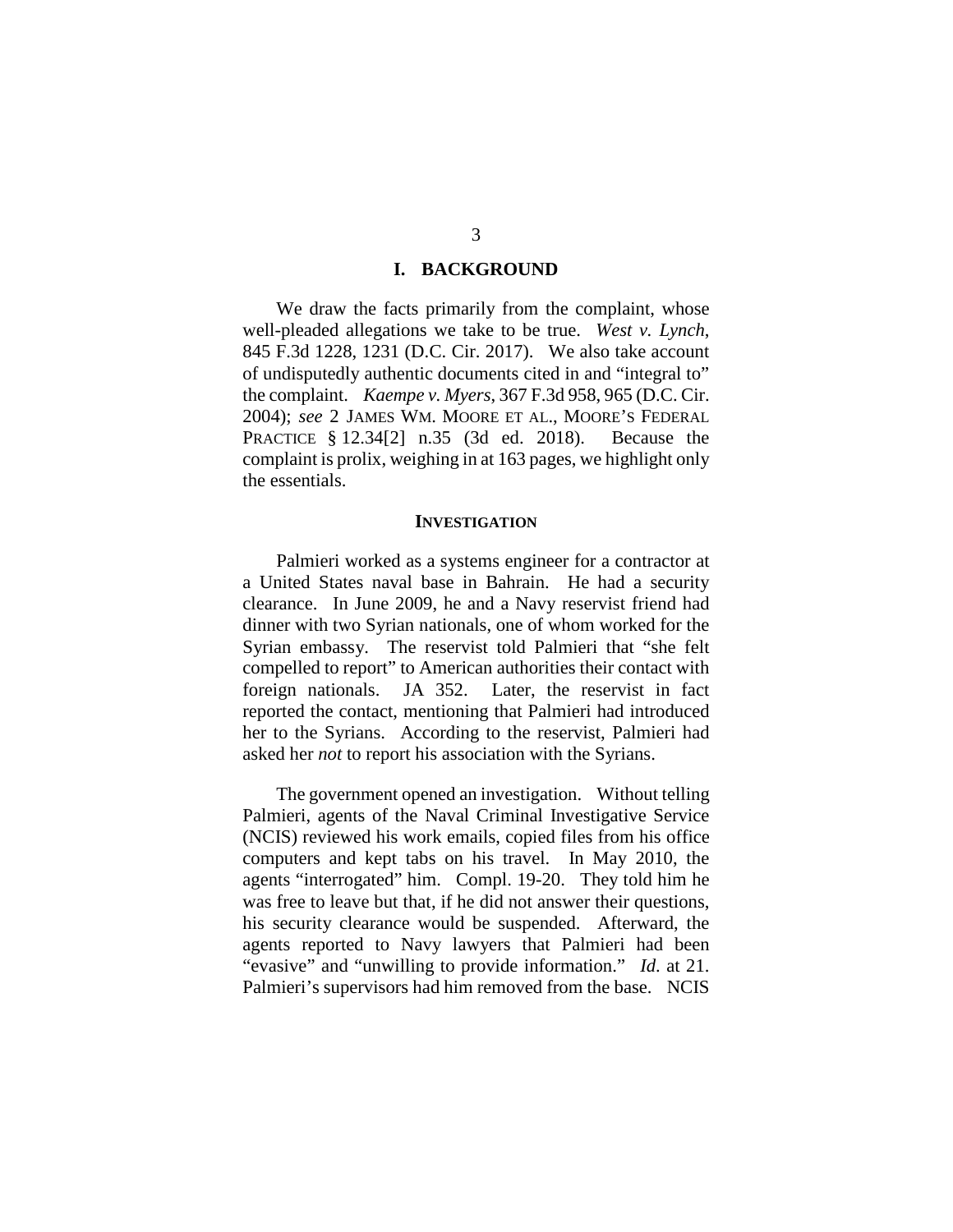## I. BACKGROUND

We draw the facts primarily from the complaint, whose well-pleaded allegations we take to be true. *West v. Lynch*, 845 F.3d 1228, 1231 (D.C. Cir. 2017). We also take account of undisputedly authentic documents cited in and "integral to" the complaint. *Kaempe v. Myers*, 367 F.3d 958, 965 (D.C. Cir. 2004); *see* 2 JAMES WM. MOORE ET AL., MOORE'S FEDERAL PRACTICE § 12.34[2] n.35 (3d ed. 2018). Because the complaint is prolix, weighing in at 163 pages, we highlight only the essentials.

### INVESTIGATION

Palmieri worked as a systems engineer for a contractor at a United States naval base in Bahrain. He had a security clearance. In June 2009, he and a Navy reservist friend had dinner with two Syrian nationals, one of whom worked for the Syrian embassy. The reservist told Palmieri that "she felt compelled to report" to American authorities their contact with foreign nationals. JA 352. Later, the reservist in fact reported the contact, mentioning that Palmieri had introduced her to the Syrians. According to the reservist, Palmieri had asked her *not* to report his association with the Syrians.

The government opened an investigation. Without telling Palmieri, agents of the Naval Criminal Investigative Service (NCIS) reviewed his work emails, copied files from his office computers and kept tabs on his travel. In May 2010, the agents "interrogated" him. Compl. 19-20. They told him he was free to leave but that, if he did not answer their questions, his security clearance would be suspended. Afterward, the agents reported to Navy lawyers that Palmieri had been "evasive" and "unwilling to provide information." *Id.* at 21. Palmieri's supervisors had him removed from the base. NCIS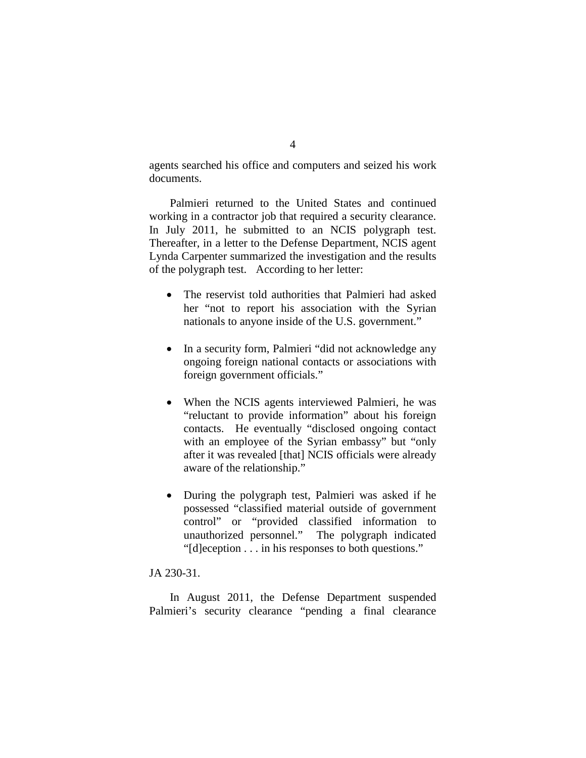agents searched his office and computers and seized his work documents.

Palmieri returned to the United States and continued working in a contractor job that required a security clearance. In July 2011, he submitted to an NCIS polygraph test. Thereafter, in a letter to the Defense Department, NCIS agent Lynda Carpenter summarized the investigation and the results of the polygraph test. According to her letter:

- The reservist told authorities that Palmieri had asked her "not to report his association with the Syrian nationals to anyone inside of the U.S. government."

- In a security form, Palmieri "did not acknowledge any ongoing foreign national contacts or associations with foreign government officials."

- When the NCIS agents interviewed Palmieri, he was "reluctant to provide information" about his foreign contacts. He eventually "disclosed ongoing contact with an employee of the Syrian embassy" but "only after it was revealed [that] NCIS officials were already aware of the relationship."

- During the polygraph test, Palmieri was asked if he possessed "classified material outside of government control" or "provided classified information to unauthorized personnel." The polygraph indicated "[d]eception . . . in his responses to both questions."

JA 230-31.

In August 2011, the Defense Department suspended Palmieri's security clearance "pending a final clearance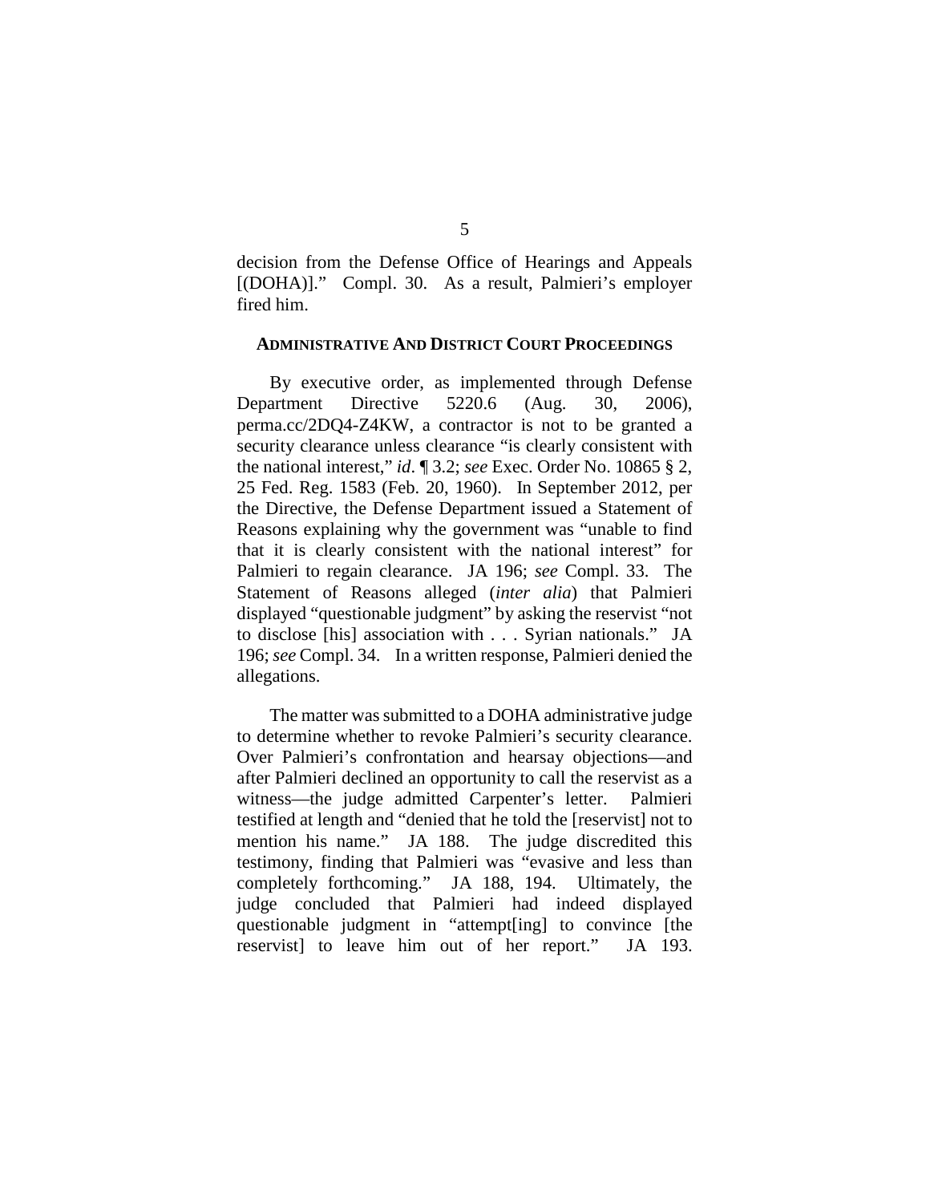decision from the Defense Office of Hearings and Appeals [(DOHA)]." Compl. 30. As a result, Palmieri's employer fired him.

## ADMINISTRATIVE AND DISTRICT COURT PROCEEDINGS

By executive order, as implemented through Defense Department Directive 5220.6 (Aug. 30, 2006), perma.cc/2DQ4-Z4KW, a contractor is not to be granted a security clearance unless clearance "is clearly consistent with the national interest," *id*. ¶ 3.2; *see* Exec. Order No. 10865 § 2, 25 Fed. Reg. 1583 (Feb. 20, 1960). In September 2012, per the Directive, the Defense Department issued a Statement of Reasons explaining why the government was "unable to find that it is clearly consistent with the national interest" for Palmieri to regain clearance. JA 196; *see* Compl. 33. The Statement of Reasons alleged (*inter alia*) that Palmieri displayed "questionable judgment" by asking the reservist "not to disclose [his] association with . . . Syrian nationals." JA 196; *see* Compl. 34. In a written response, Palmieri denied the allegations.

The matter was submitted to a DOHA administrative judge to determine whether to revoke Palmieri's security clearance. Over Palmieri's confrontation and hearsay objections—and after Palmieri declined an opportunity to call the reservist as a witness—the judge admitted Carpenter's letter. Palmieri testified at length and "denied that he told the [reservist] not to mention his name." JA 188. The judge discredited this testimony, finding that Palmieri was "evasive and less than completely forthcoming." JA 188, 194. Ultimately, the judge concluded that Palmieri had indeed displayed questionable judgment in "attempt[ing] to convince [the reservist] to leave him out of her report." JA 193.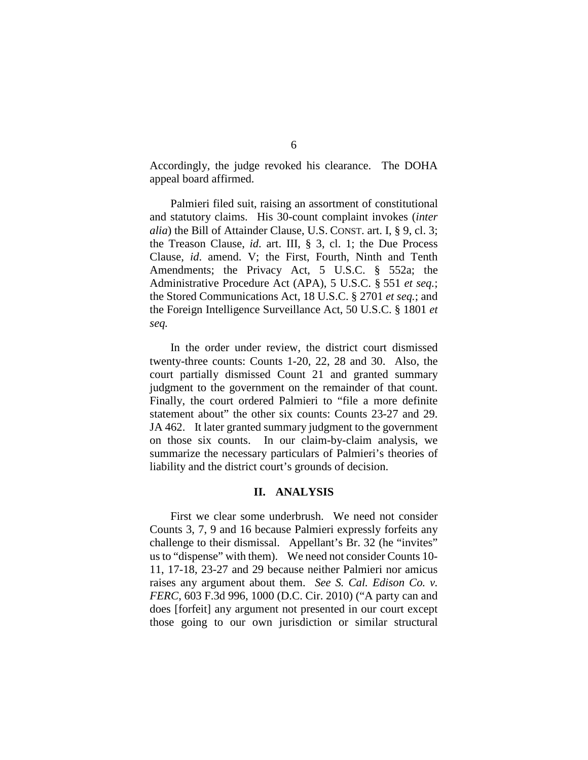Accordingly, the judge revoked his clearance. The DOHA appeal board affirmed.

Palmieri filed suit, raising an assortment of constitutional and statutory claims. His 30-count complaint invokes (*inter alia*) the Bill of Attainder Clause, U.S. CONST. art. I, § 9, cl. 3; the Treason Clause, *id*. art. III, § 3, cl. 1; the Due Process Clause, *id*. amend. V; the First, Fourth, Ninth and Tenth Amendments; the Privacy Act, 5 U.S.C. § 552a; the Administrative Procedure Act (APA), 5 U.S.C. § 551 *et seq.*; the Stored Communications Act, 18 U.S.C. § 2701 *et seq.*; and the Foreign Intelligence Surveillance Act, 50 U.S.C. § 1801 *et seq.*

In the order under review, the district court dismissed twenty-three counts: Counts 1-20, 22, 28 and 30. Also, the court partially dismissed Count 21 and granted summary judgment to the government on the remainder of that count. Finally, the court ordered Palmieri to "file a more definite statement about" the other six counts: Counts 23-27 and 29. JA 462. It later granted summary judgment to the government on those six counts. In our claim-by-claim analysis, we summarize the necessary particulars of Palmieri's theories of liability and the district court's grounds of decision.

## II. ANALYSIS

First we clear some underbrush. We need not consider Counts 3, 7, 9 and 16 because Palmieri expressly forfeits any challenge to their dismissal. Appellant's Br. 32 (he "invites" us to "dispense" with them). We need not consider Counts 10-11, 17-18, 23-27 and 29 because neither Palmieri nor amicus raises any argument about them. *See S. Cal. Edison Co. v. FERC*, 603 F.3d 996, 1000 (D.C. Cir. 2010) ("A party can and does [forfeit] any argument not presented in our court except those going to our own jurisdiction or similar structural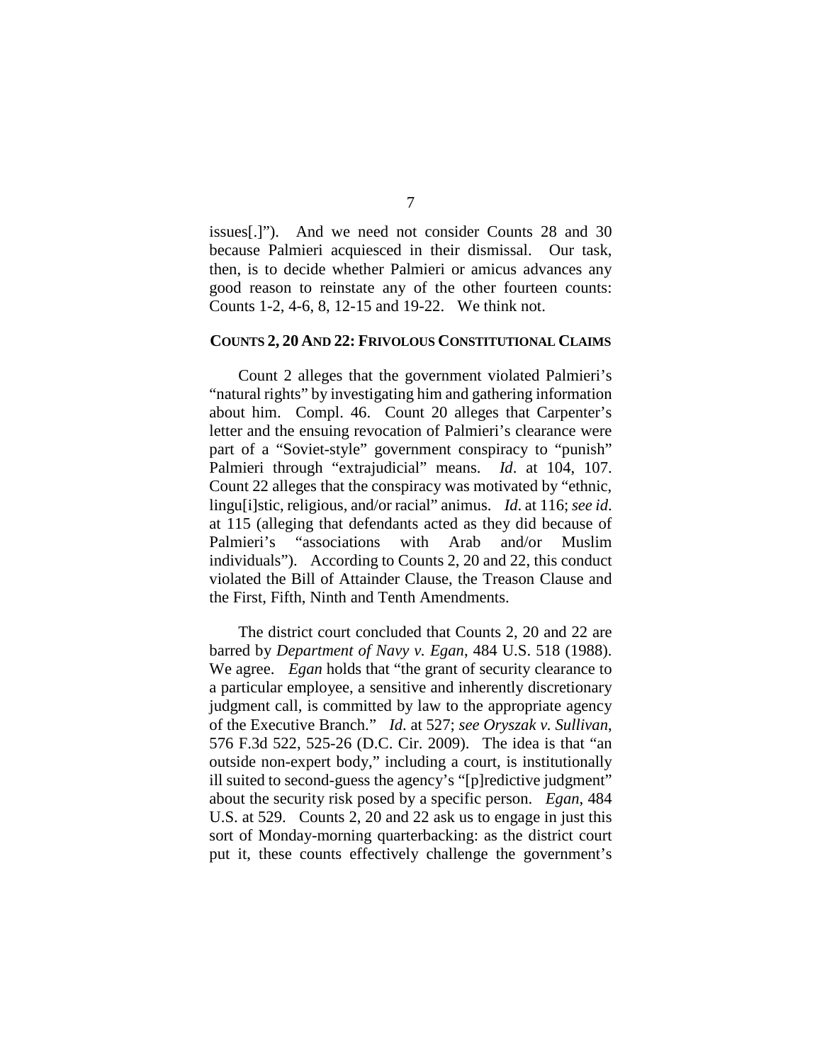issues[.]"). And we need not consider Counts 28 and 30 because Palmieri acquiesced in their dismissal. Our task, then, is to decide whether Palmieri or amicus advances any good reason to reinstate any of the other fourteen counts: Counts 1-2, 4-6, 8, 12-15 and 19-22. We think not.

### COUNTS 2, 20 AND 22: FRIVOLOUS CONSTITUTIONAL CLAIMS

Count 2 alleges that the government violated Palmieri's "natural rights" by investigating him and gathering information about him. Compl. 46. Count 20 alleges that Carpenter's letter and the ensuing revocation of Palmieri's clearance were part of a "Soviet-style" government conspiracy to "punish" Palmieri through "extrajudicial" means. *Id*. at 104, 107. Count 22 alleges that the conspiracy was motivated by "ethnic, lingu[i]stic, religious, and/or racial" animus. *Id*. at 116; *see id*. at 115 (alleging that defendants acted as they did because of Palmieri's "associations with Arab and/or Muslim individuals"). According to Counts 2, 20 and 22, this conduct violated the Bill of Attainder Clause, the Treason Clause and the First, Fifth, Ninth and Tenth Amendments.

The district court concluded that Counts 2, 20 and 22 are barred by *Department of Navy v. Egan*, 484 U.S. 518 (1988). We agree. *Egan* holds that "the grant of security clearance to a particular employee, a sensitive and inherently discretionary judgment call, is committed by law to the appropriate agency of the Executive Branch." *Id*. at 527; *see Oryszak v. Sullivan*, 576 F.3d 522, 525-26 (D.C. Cir. 2009). The idea is that "an outside non-expert body," including a court, is institutionally ill suited to second-guess the agency's "[p]redictive judgment" about the security risk posed by a specific person. *Egan*, 484 U.S. at 529. Counts 2, 20 and 22 ask us to engage in just this sort of Monday-morning quarterbacking: as the district court put it, these counts effectively challenge the government's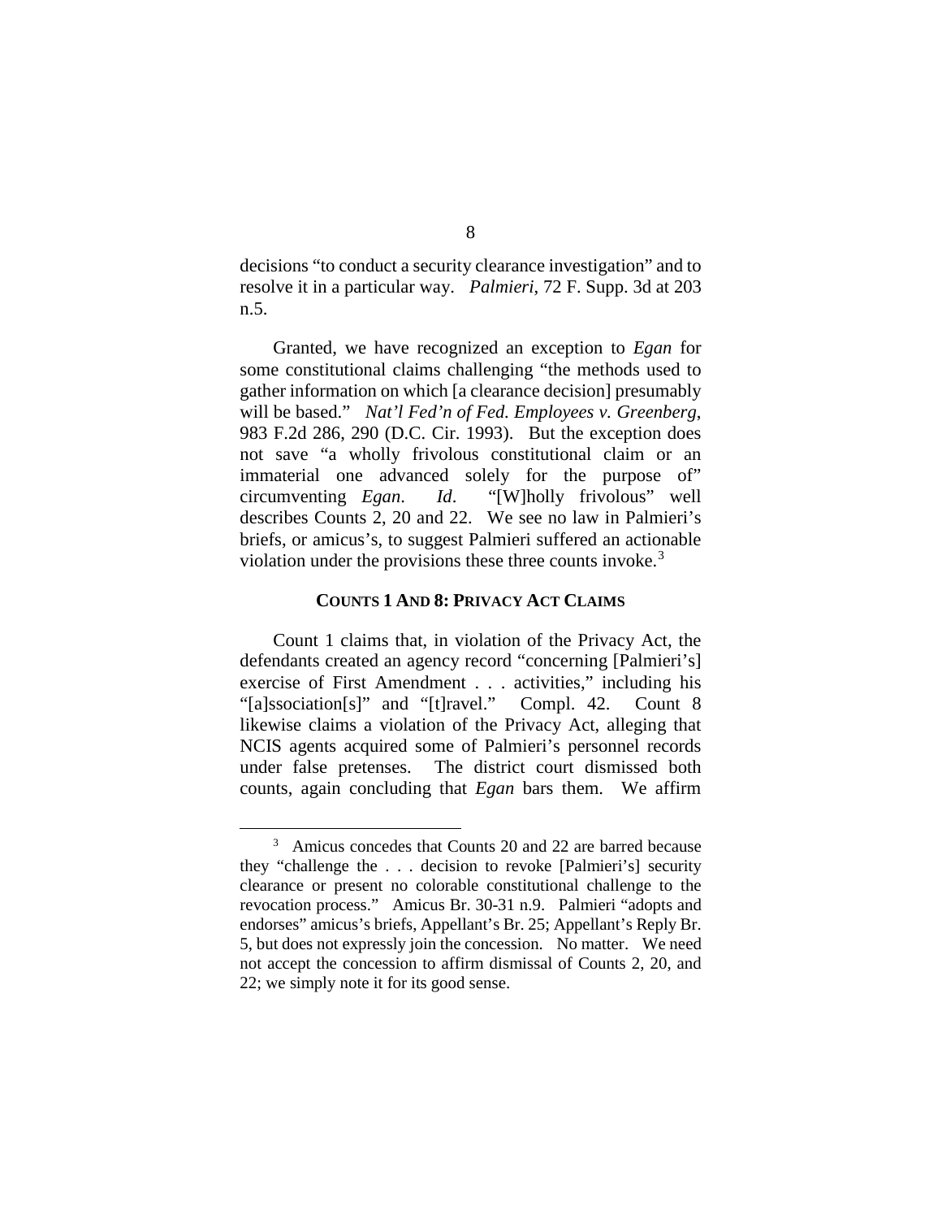decisions "to conduct a security clearance investigation" and to resolve it in a particular way. *Palmieri*, 72 F. Supp. 3d at 203 n.5.

Granted, we have recognized an exception to *Egan* for some constitutional claims challenging "the methods used to gather information on which [a clearance decision] presumably will be based." *Nat'l Fed'n of Fed. Employees v. Greenberg*, 983 F.2d 286, 290 (D.C. Cir. 1993). But the exception does not save "a wholly frivolous constitutional claim or an immaterial one advanced solely for the purpose of" circumventing *Egan*. *Id*. "[W]holly frivolous" well describes Counts 2, 20 and 22. We see no law in Palmieri's briefs, or amicus's, to suggest Palmieri suffered an actionable violation under the provisions these three counts invoke.[3]

### COUNTS 1 AND 8: PRIVACY ACT CLAIMS

Count 1 claims that, in violation of the Privacy Act, the defendants created an agency record "concerning [Palmieri's] exercise of First Amendment . . . activities," including his "[a]ssociation[s]" and "[t]ravel." Compl. 42. Count 8 likewise claims a violation of the Privacy Act, alleging that NCIS agents acquired some of Palmieri's personnel records under false pretenses. The district court dismissed both counts, again concluding that *Egan* bars them. We affirm

[3] Amicus concedes that Counts 20 and 22 are barred because they "challenge the . . . decision to revoke [Palmieri's] security clearance or present no colorable constitutional challenge to the revocation process." Amicus Br. 30-31 n.9. Palmieri "adopts and endorses" amicus's briefs, Appellant's Br. 25; Appellant's Reply Br. 5, but does not expressly join the concession. No matter. We need not accept the concession to affirm dismissal of Counts 2, 20, and 22; we simply note it for its good sense.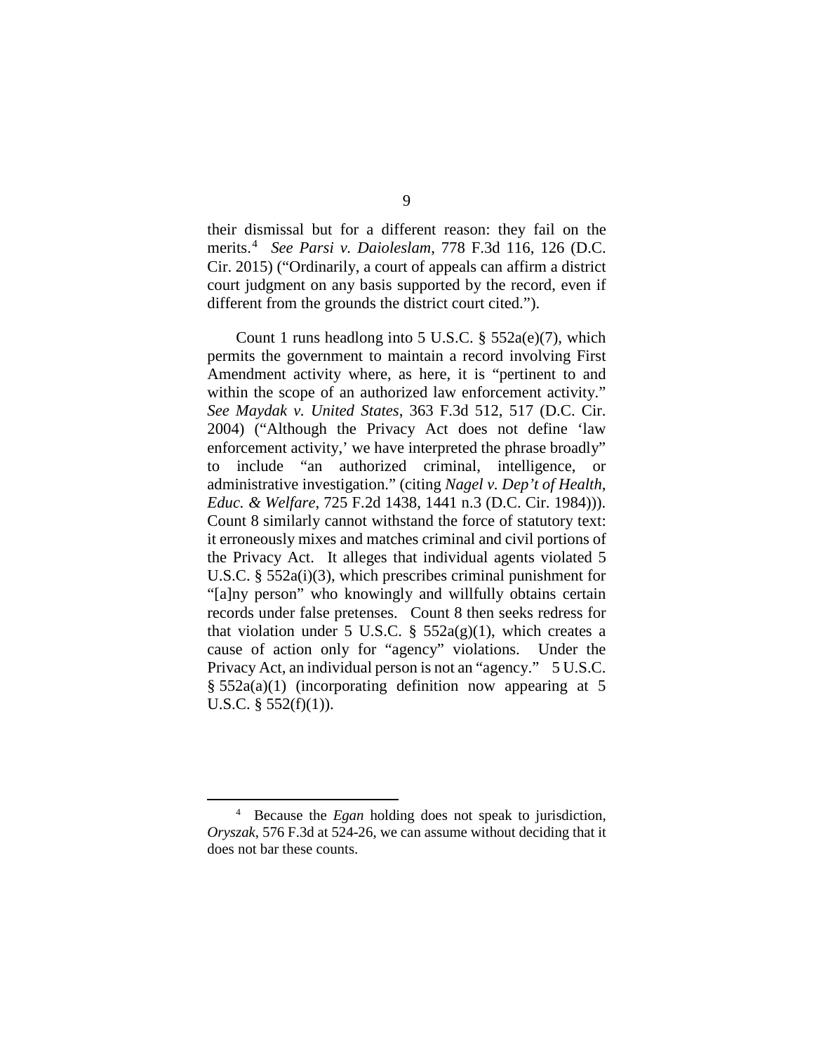their dismissal but for a different reason: they fail on the merits.[4] *See Parsi v. Daioleslam*, 778 F.3d 116, 126 (D.C. Cir. 2015) ("Ordinarily, a court of appeals can affirm a district court judgment on any basis supported by the record, even if different from the grounds the district court cited.").

Count 1 runs headlong into 5 U.S.C. § 552a(e)(7), which permits the government to maintain a record involving First Amendment activity where, as here, it is "pertinent to and within the scope of an authorized law enforcement activity." *See Maydak v. United States*, 363 F.3d 512, 517 (D.C. Cir. 2004) ("Although the Privacy Act does not define 'law enforcement activity,' we have interpreted the phrase broadly" to include "an authorized criminal, intelligence, or administrative investigation." (citing *Nagel v. Dep't of Health, Educ. & Welfare*, 725 F.2d 1438, 1441 n.3 (D.C. Cir. 1984))). Count 8 similarly cannot withstand the force of statutory text: it erroneously mixes and matches criminal and civil portions of the Privacy Act. It alleges that individual agents violated 5 U.S.C. § 552a(i)(3), which prescribes criminal punishment for "[a]ny person" who knowingly and willfully obtains certain records under false pretenses. Count 8 then seeks redress for that violation under 5 U.S.C. § 552a(g)(1), which creates a cause of action only for "agency" violations. Under the Privacy Act, an individual person is not an "agency." 5 U.S.C. § 552a(a)(1) (incorporating definition now appearing at 5 U.S.C. § 552(f)(1)).

---

[4] Because the *Egan* holding does not speak to jurisdiction, *Oryszak*, 576 F.3d at 524-26, we can assume without deciding that it does not bar these counts.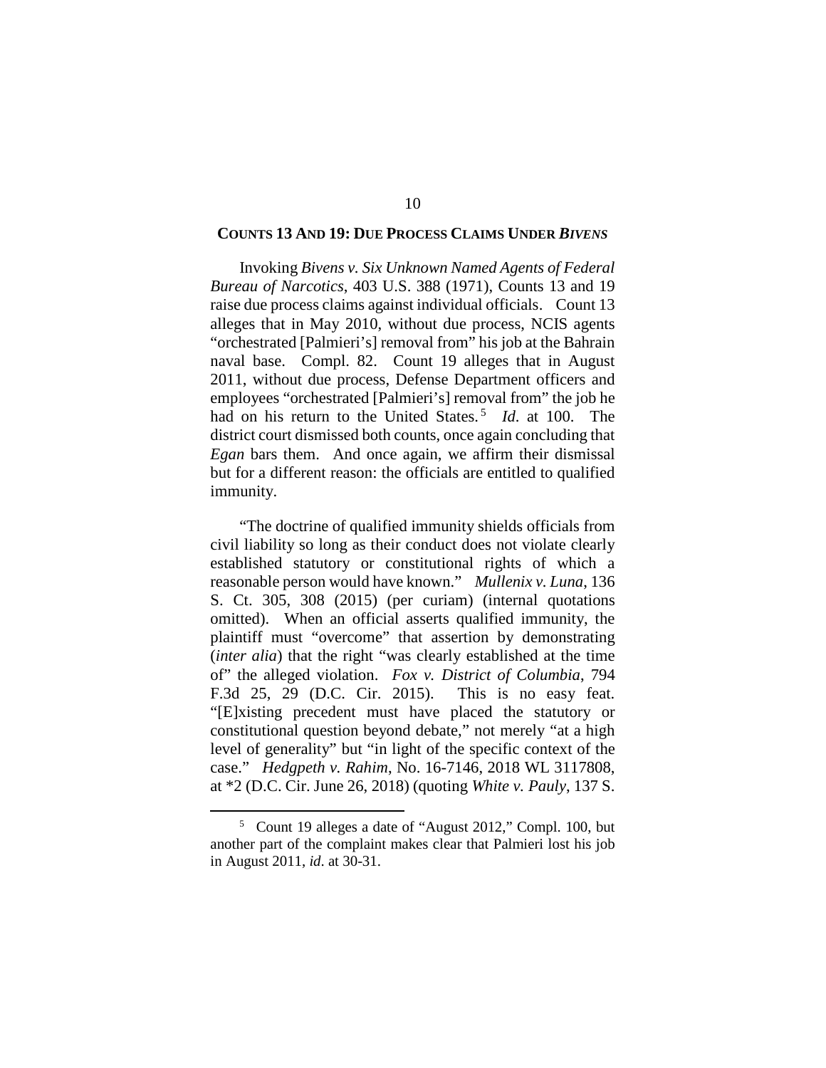## COUNTS 13 AND 19: DUE PROCESS CLAIMS UNDER *BIVENS*

Invoking *Bivens v. Six Unknown Named Agents of Federal Bureau of Narcotics*, 403 U.S. 388 (1971), Counts 13 and 19 raise due process claims against individual officials. Count 13 alleges that in May 2010, without due process, NCIS agents "orchestrated [Palmieri's] removal from" his job at the Bahrain naval base. Compl. 82. Count 19 alleges that in August 2011, without due process, Defense Department officers and employees "orchestrated [Palmieri's] removal from" the job he had on his return to the United States.[5] *Id*. at 100. The district court dismissed both counts, once again concluding that *Egan* bars them. And once again, we affirm their dismissal but for a different reason: the officials are entitled to qualified immunity.

"The doctrine of qualified immunity shields officials from civil liability so long as their conduct does not violate clearly established statutory or constitutional rights of which a reasonable person would have known." *Mullenix v. Luna*, 136 S. Ct. 305, 308 (2015) (per curiam) (internal quotations omitted). When an official asserts qualified immunity, the plaintiff must "overcome" that assertion by demonstrating (*inter alia*) that the right "was clearly established at the time of" the alleged violation. *Fox v. District of Columbia*, 794 F.3d 25, 29 (D.C. Cir. 2015). This is no easy feat. "[E]xisting precedent must have placed the statutory or constitutional question beyond debate," not merely "at a high level of generality" but "in light of the specific context of the case." *Hedgpeth v. Rahim*, No. 16-7146, 2018 WL 3117808, at *2 (D.C. Cir. June 26, 2018) (quoting *White v. Pauly*, 137 S.

[5] Count 19 alleges a date of "August 2012," Compl. 100, but another part of the complaint makes clear that Palmieri lost his job in August 2011, *id*. at 30-31.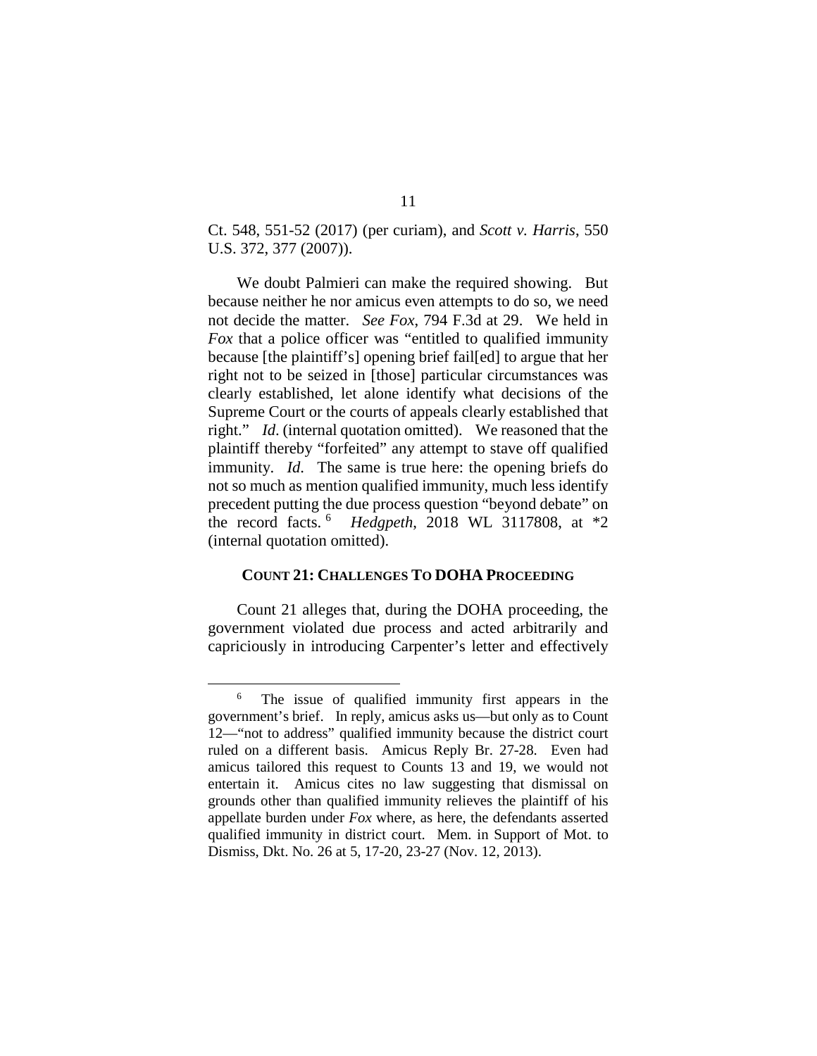Ct. 548, 551-52 (2017) (per curiam), and *Scott v. Harris*, 550 U.S. 372, 377 (2007)).

We doubt Palmieri can make the required showing. But because neither he nor amicus even attempts to do so, we need not decide the matter. *See Fox*, 794 F.3d at 29. We held in *Fox* that a police officer was "entitled to qualified immunity because [the plaintiff's] opening brief fail[ed] to argue that her right not to be seized in [those] particular circumstances was clearly established, let alone identify what decisions of the Supreme Court or the courts of appeals clearly established that right." *Id.* (internal quotation omitted). We reasoned that the plaintiff thereby "forfeited" any attempt to stave off qualified immunity. *Id.* The same is true here: the opening briefs do not so much as mention qualified immunity, much less identify precedent putting the due process question "beyond debate" on the record facts.[6] *Hedgpeth*, 2018 WL 3117808, at *2 (internal quotation omitted).

**COUNT 21: CHALLENGES TO DOHA PROCEEDING**

Count 21 alleges that, during the DOHA proceeding, the government violated due process and acted arbitrarily and capriciously in introducing Carpenter's letter and effectively

---

[6] The issue of qualified immunity first appears in the government's brief. In reply, amicus asks us—but only as to Count 12—"not to address" qualified immunity because the district court ruled on a different basis. Amicus Reply Br. 27-28. Even had amicus tailored this request to Counts 13 and 19, we would not entertain it. Amicus cites no law suggesting that dismissal on grounds other than qualified immunity relieves the plaintiff of his appellate burden under *Fox* where, as here, the defendants asserted qualified immunity in district court. Mem. in Support of Mot. to Dismiss, Dkt. No. 26 at 5, 17-20, 23-27 (Nov. 12, 2013).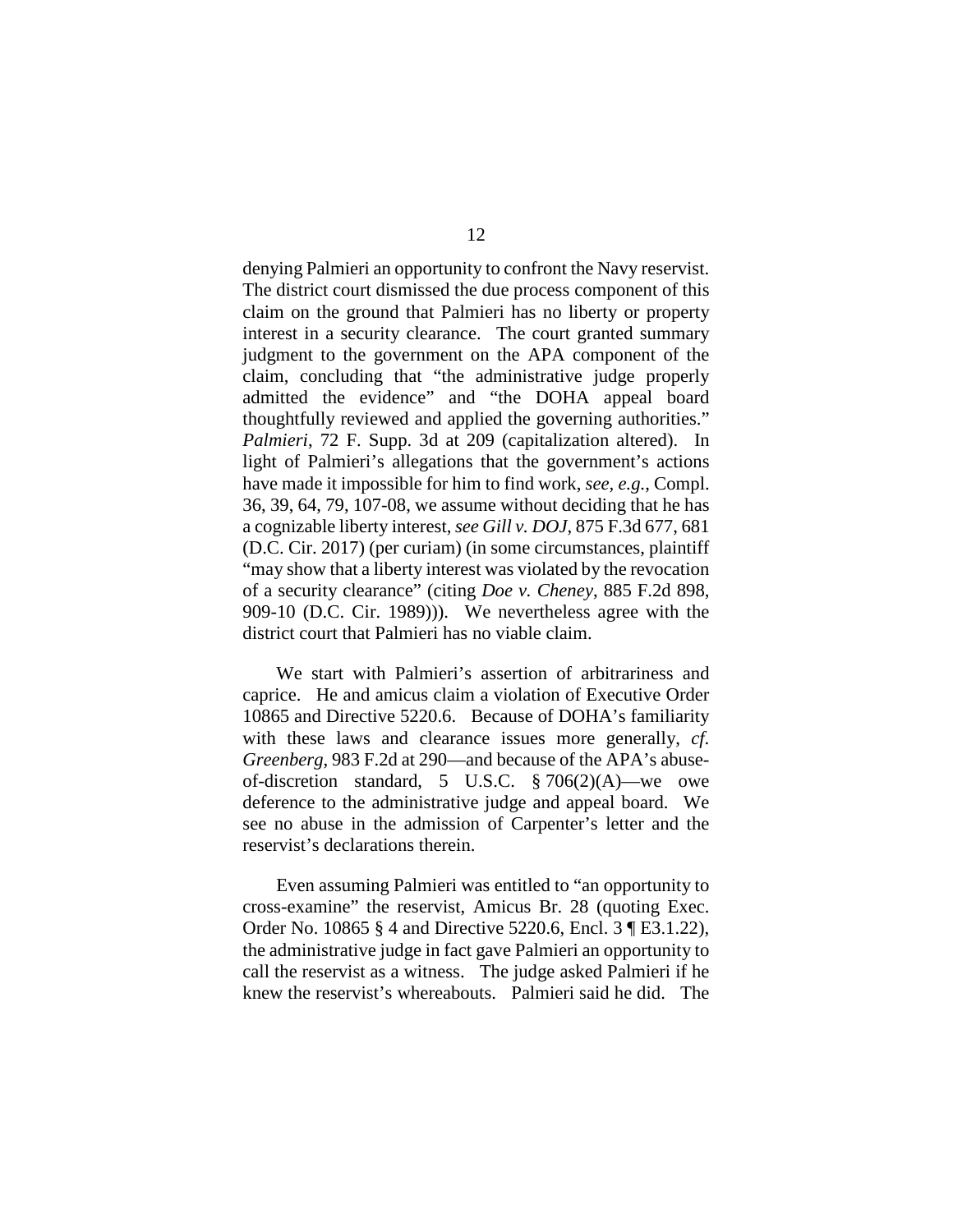denying Palmieri an opportunity to confront the Navy reservist. The district court dismissed the due process component of this claim on the ground that Palmieri has no liberty or property interest in a security clearance. The court granted summary judgment to the government on the APA component of the claim, concluding that "the administrative judge properly admitted the evidence" and "the DOHA appeal board thoughtfully reviewed and applied the governing authorities." *Palmieri*, 72 F. Supp. 3d at 209 (capitalization altered). In light of Palmieri's allegations that the government's actions have made it impossible for him to find work, *see, e.g.*, Compl. 36, 39, 64, 79, 107-08, we assume without deciding that he has a cognizable liberty interest, *see Gill v. DOJ*, 875 F.3d 677, 681 (D.C. Cir. 2017) (per curiam) (in some circumstances, plaintiff "may show that a liberty interest was violated by the revocation of a security clearance" (citing *Doe v. Cheney*, 885 F.2d 898, 909-10 (D.C. Cir. 1989))). We nevertheless agree with the district court that Palmieri has no viable claim.

We start with Palmieri's assertion of arbitrariness and caprice. He and amicus claim a violation of Executive Order 10865 and Directive 5220.6. Because of DOHA's familiarity with these laws and clearance issues more generally, *cf. Greenberg*, 983 F.2d at 290—and because of the APA's abuse-of-discretion standard, 5 U.S.C. § 706(2)(A)—we owe deference to the administrative judge and appeal board. We see no abuse in the admission of Carpenter's letter and the reservist's declarations therein.

Even assuming Palmieri was entitled to "an opportunity to cross-examine" the reservist, Amicus Br. 28 (quoting Exec. Order No. 10865 § 4 and Directive 5220.6, Encl. 3 ¶ E3.1.22), the administrative judge in fact gave Palmieri an opportunity to call the reservist as a witness. The judge asked Palmieri if he knew the reservist's whereabouts. Palmieri said he did. The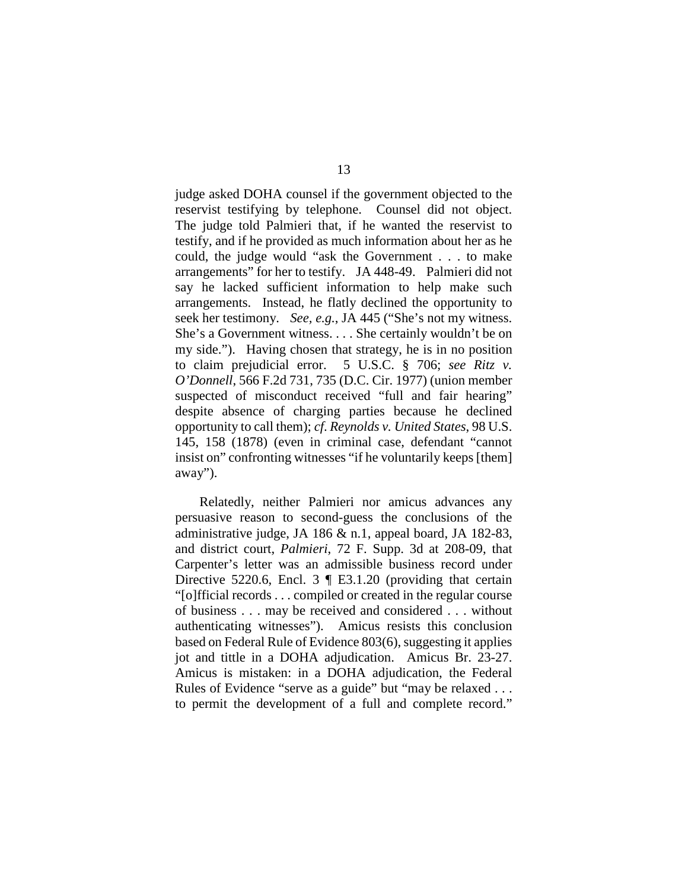judge asked DOHA counsel if the government objected to the reservist testifying by telephone. Counsel did not object. The judge told Palmieri that, if he wanted the reservist to testify, and if he provided as much information about her as he could, the judge would "ask the Government . . . to make arrangements" for her to testify. JA 448-49. Palmieri did not say he lacked sufficient information to help make such arrangements. Instead, he flatly declined the opportunity to seek her testimony. *See, e.g.*, JA 445 ("She's not my witness. She's a Government witness. . . . She certainly wouldn't be on my side."). Having chosen that strategy, he is in no position to claim prejudicial error. 5 U.S.C. § 706; *see Ritz v. O'Donnell*, 566 F.2d 731, 735 (D.C. Cir. 1977) (union member suspected of misconduct received "full and fair hearing" despite absence of charging parties because he declined opportunity to call them); *cf. Reynolds v. United States*, 98 U.S. 145, 158 (1878) (even in criminal case, defendant "cannot insist on" confronting witnesses "if he voluntarily keeps [them] away").

Relatedly, neither Palmieri nor amicus advances any persuasive reason to second-guess the conclusions of the administrative judge, JA 186 & n.1, appeal board, JA 182-83, and district court, *Palmieri*, 72 F. Supp. 3d at 208-09, that Carpenter's letter was an admissible business record under Directive 5220.6, Encl. 3 ¶ E3.1.20 (providing that certain "[o]fficial records . . . compiled or created in the regular course of business . . . may be received and considered . . . without authenticating witnesses"). Amicus resists this conclusion based on Federal Rule of Evidence 803(6), suggesting it applies jot and tittle in a DOHA adjudication. Amicus Br. 23-27. Amicus is mistaken: in a DOHA adjudication, the Federal Rules of Evidence "serve as a guide" but "may be relaxed . . . to permit the development of a full and complete record."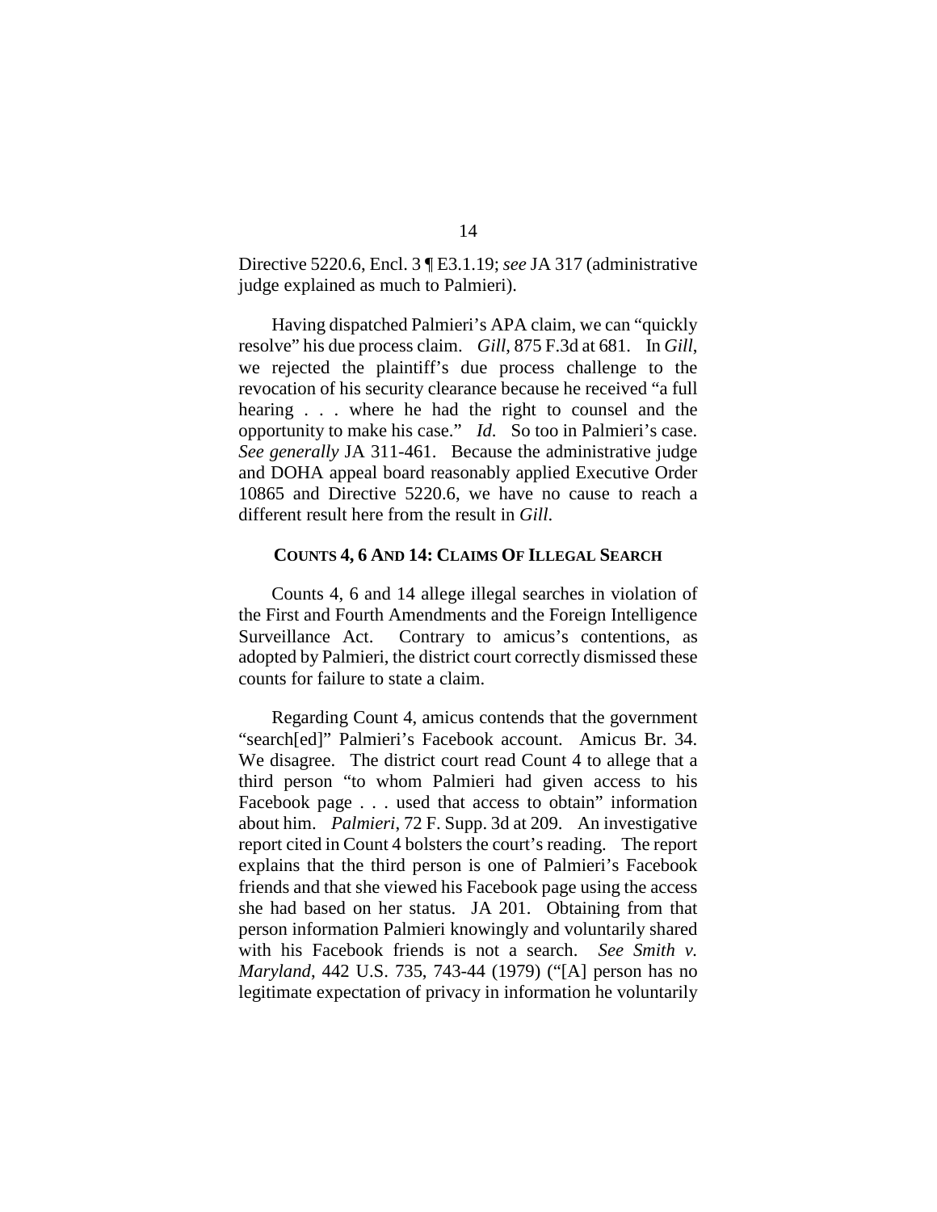Directive 5220.6, Encl. 3 ¶ E3.1.19; *see* JA 317 (administrative judge explained as much to Palmieri).

Having dispatched Palmieri's APA claim, we can "quickly resolve" his due process claim. *Gill*, 875 F.3d at 681. In *Gill*, we rejected the plaintiff's due process challenge to the revocation of his security clearance because he received "a full hearing . . . where he had the right to counsel and the opportunity to make his case." *Id*. So too in Palmieri's case. *See generally* JA 311-461. Because the administrative judge and DOHA appeal board reasonably applied Executive Order 10865 and Directive 5220.6, we have no cause to reach a different result here from the result in *Gill*.

**COUNTS 4, 6 AND 14: CLAIMS OF ILLEGAL SEARCH**

Counts 4, 6 and 14 allege illegal searches in violation of the First and Fourth Amendments and the Foreign Intelligence Surveillance Act. Contrary to amicus's contentions, as adopted by Palmieri, the district court correctly dismissed these counts for failure to state a claim.

Regarding Count 4, amicus contends that the government "search[ed]" Palmieri's Facebook account. Amicus Br. 34. We disagree. The district court read Count 4 to allege that a third person "to whom Palmieri had given access to his Facebook page . . . used that access to obtain" information about him. *Palmieri*, 72 F. Supp. 3d at 209. An investigative report cited in Count 4 bolsters the court's reading. The report explains that the third person is one of Palmieri's Facebook friends and that she viewed his Facebook page using the access she had based on her status. JA 201. Obtaining from that person information Palmieri knowingly and voluntarily shared with his Facebook friends is not a search. *See Smith v. Maryland*, 442 U.S. 735, 743-44 (1979) ("[A] person has no legitimate expectation of privacy in information he voluntarily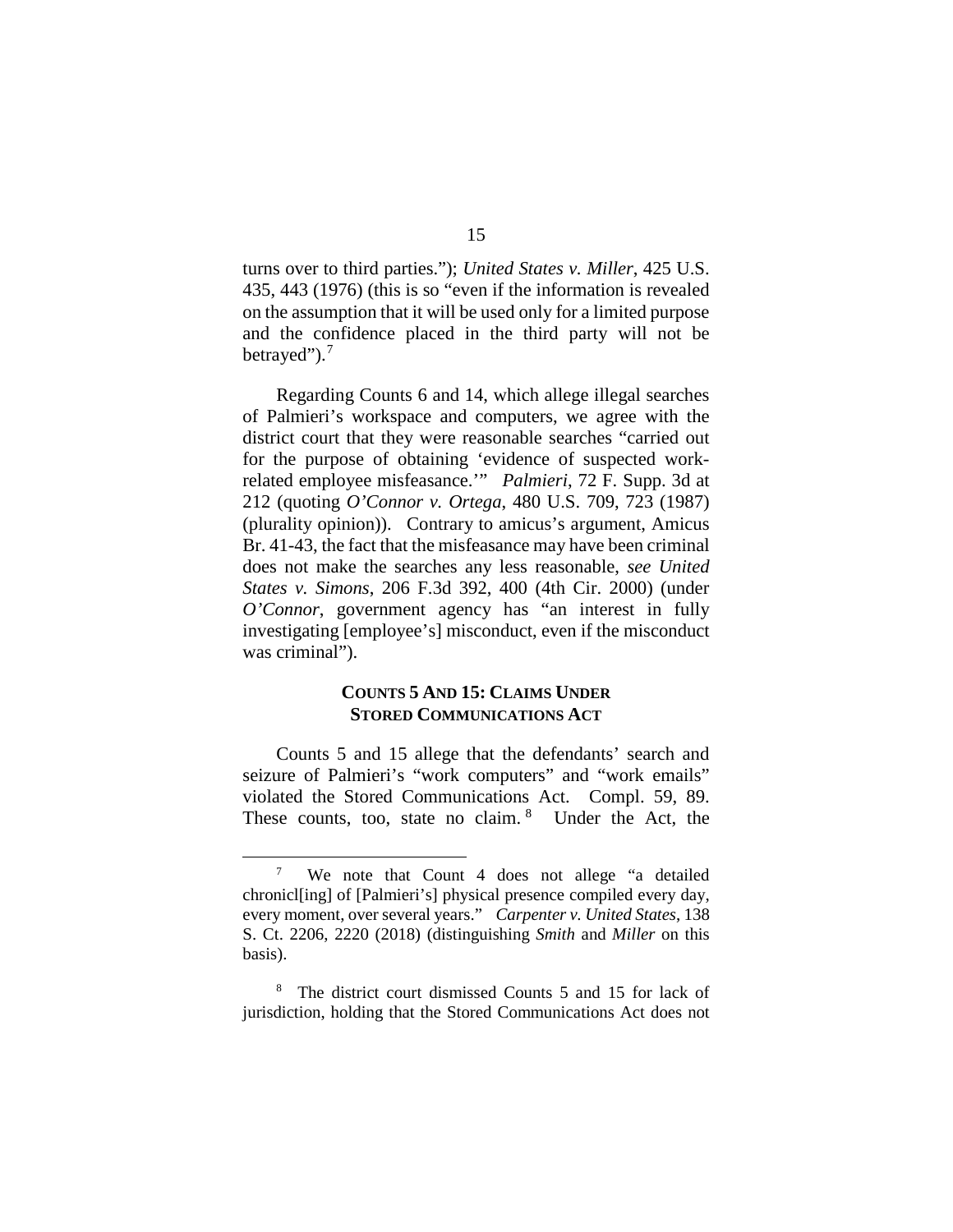turns over to third parties."); *United States v. Miller*, 425 U.S. 435, 443 (1976) (this is so "even if the information is revealed on the assumption that it will be used only for a limited purpose and the confidence placed in the third party will not be betrayed").[7]

Regarding Counts 6 and 14, which allege illegal searches of Palmieri's workspace and computers, we agree with the district court that they were reasonable searches "carried out for the purpose of obtaining 'evidence of suspected work-related employee misfeasance.'" *Palmieri*, 72 F. Supp. 3d at 212 (quoting *O'Connor v. Ortega*, 480 U.S. 709, 723 (1987) (plurality opinion)). Contrary to amicus's argument, Amicus Br. 41-43, the fact that the misfeasance may have been criminal does not make the searches any less reasonable, *see United States v. Simons*, 206 F.3d 392, 400 (4th Cir. 2000) (under *O'Connor*, government agency has "an interest in fully investigating [employee's] misconduct, even if the misconduct was criminal").

### COUNTS 5 AND 15: CLAIMS UNDER STORED COMMUNICATIONS ACT

Counts 5 and 15 allege that the defendants' search and seizure of Palmieri's "work computers" and "work emails" violated the Stored Communications Act. Compl. 59, 89. These counts, too, state no claim.[8] Under the Act, the

---

[7] We note that Count 4 does not allege "a detailed chronicl[ing] of [Palmieri's] physical presence compiled every day, every moment, over several years." *Carpenter v. United States*, 138 S. Ct. 2206, 2220 (2018) (distinguishing *Smith* and *Miller* on this basis).

[8] The district court dismissed Counts 5 and 15 for lack of jurisdiction, holding that the Stored Communications Act does not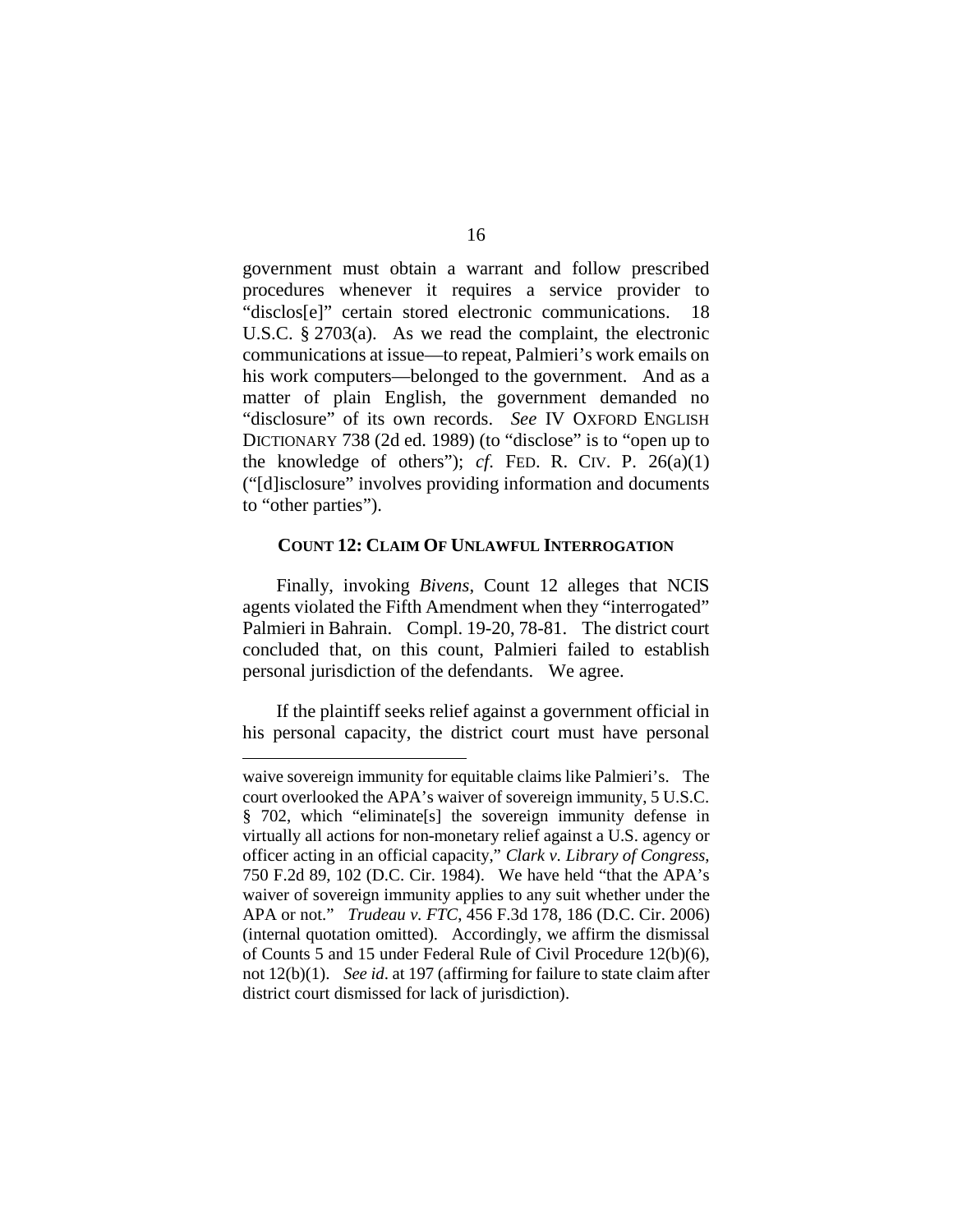government must obtain a warrant and follow prescribed procedures whenever it requires a service provider to "disclos[e]" certain stored electronic communications. 18 U.S.C. § 2703(a). As we read the complaint, the electronic communications at issue—to repeat, Palmieri's work emails on his work computers—belonged to the government. And as a matter of plain English, the government demanded no "disclosure" of its own records. *See* IV OXFORD ENGLISH DICTIONARY 738 (2d ed. 1989) (to "disclose" is to "open up to the knowledge of others"); *cf.* FED. R. CIV. P. 26(a)(1) ("[d]isclosure" involves providing information and documents to "other parties").

**COUNT 12: CLAIM OF UNLAWFUL INTERROGATION**

Finally, invoking *Bivens*, Count 12 alleges that NCIS agents violated the Fifth Amendment when they "interrogated" Palmieri in Bahrain. Compl. 19-20, 78-81. The district court concluded that, on this count, Palmieri failed to establish personal jurisdiction of the defendants. We agree.

If the plaintiff seeks relief against a government official in his personal capacity, the district court must have personal

---

waive sovereign immunity for equitable claims like Palmieri's. The court overlooked the APA's waiver of sovereign immunity, 5 U.S.C. § 702, which "eliminate[s] the sovereign immunity defense in virtually all actions for non-monetary relief against a U.S. agency or officer acting in an official capacity," *Clark v. Library of Congress*, 750 F.2d 89, 102 (D.C. Cir. 1984). We have held "that the APA's waiver of sovereign immunity applies to any suit whether under the APA or not." *Trudeau v. FTC*, 456 F.3d 178, 186 (D.C. Cir. 2006) (internal quotation omitted). Accordingly, we affirm the dismissal of Counts 5 and 15 under Federal Rule of Civil Procedure 12(b)(6), not 12(b)(1). *See id*. at 197 (affirming for failure to state claim after district court dismissed for lack of jurisdiction).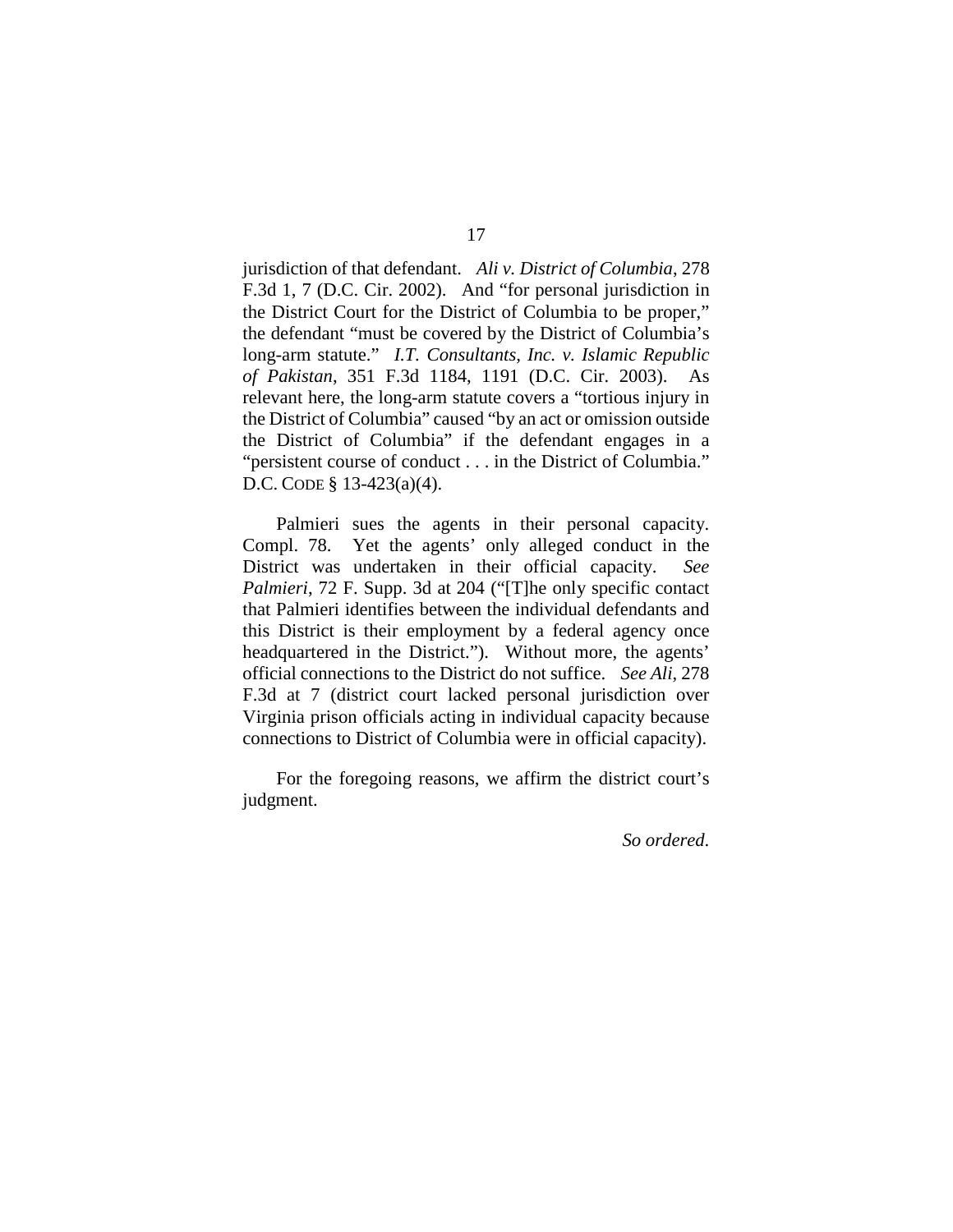jurisdiction of that defendant. *Ali v. District of Columbia*, 278 F.3d 1, 7 (D.C. Cir. 2002). And "for personal jurisdiction in the District Court for the District of Columbia to be proper," the defendant "must be covered by the District of Columbia's long-arm statute." *I.T. Consultants, Inc. v. Islamic Republic of Pakistan*, 351 F.3d 1184, 1191 (D.C. Cir. 2003). As relevant here, the long-arm statute covers a "tortious injury in the District of Columbia" caused "by an act or omission outside the District of Columbia" if the defendant engages in a "persistent course of conduct . . . in the District of Columbia." D.C. CODE § 13-423(a)(4).

Palmieri sues the agents in their personal capacity. Compl. 78. Yet the agents' only alleged conduct in the District was undertaken in their official capacity. *See Palmieri*, 72 F. Supp. 3d at 204 ("[T]he only specific contact that Palmieri identifies between the individual defendants and this District is their employment by a federal agency once headquartered in the District."). Without more, the agents' official connections to the District do not suffice. *See Ali*, 278 F.3d at 7 (district court lacked personal jurisdiction over Virginia prison officials acting in individual capacity because connections to District of Columbia were in official capacity).

For the foregoing reasons, we affirm the district court's judgment.

*So ordered.*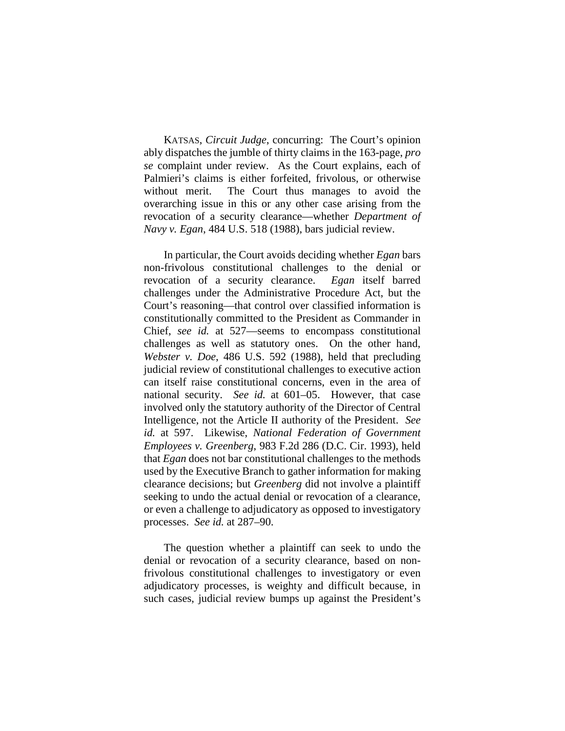KATSAS, *Circuit Judge*, concurring: The Court's opinion ably dispatches the jumble of thirty claims in the 163-page, *pro se* complaint under review. As the Court explains, each of Palmieri's claims is either forfeited, frivolous, or otherwise without merit. The Court thus manages to avoid the overarching issue in this or any other case arising from the revocation of a security clearance—whether *Department of Navy v. Egan*, 484 U.S. 518 (1988), bars judicial review.

In particular, the Court avoids deciding whether *Egan* bars non-frivolous constitutional challenges to the denial or revocation of a security clearance. *Egan* itself barred challenges under the Administrative Procedure Act, but the Court's reasoning—that control over classified information is constitutionally committed to the President as Commander in Chief, *see id.* at 527—seems to encompass constitutional challenges as well as statutory ones. On the other hand, *Webster v. Doe*, 486 U.S. 592 (1988), held that precluding judicial review of constitutional challenges to executive action can itself raise constitutional concerns, even in the area of national security. *See id.* at 601–05. However, that case involved only the statutory authority of the Director of Central Intelligence, not the Article II authority of the President. *See id.* at 597. Likewise, *National Federation of Government Employees v. Greenberg*, 983 F.2d 286 (D.C. Cir. 1993), held that *Egan* does not bar constitutional challenges to the methods used by the Executive Branch to gather information for making clearance decisions; but *Greenberg* did not involve a plaintiff seeking to undo the actual denial or revocation of a clearance, or even a challenge to adjudicatory as opposed to investigatory processes. *See id.* at 287–90.

The question whether a plaintiff can seek to undo the denial or revocation of a security clearance, based on non-frivolous constitutional challenges to investigatory or even adjudicatory processes, is weighty and difficult because, in such cases, judicial review bumps up against the President's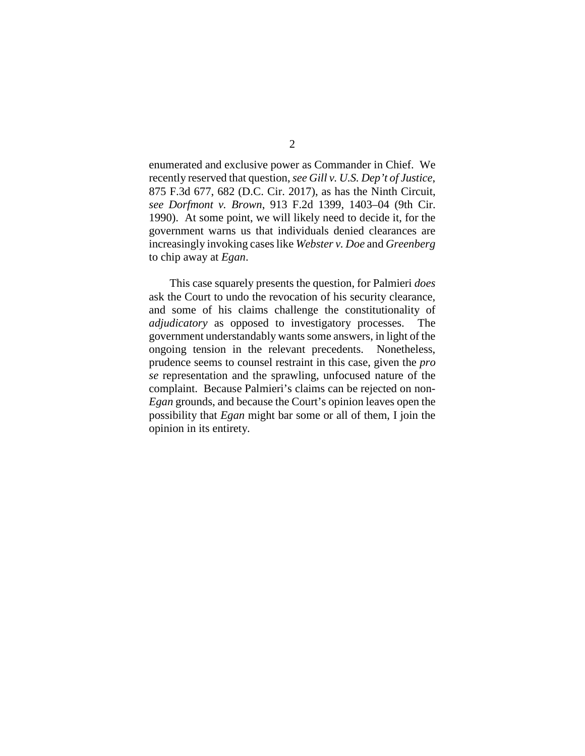enumerated and exclusive power as Commander in Chief. We recently reserved that question, *see Gill v. U.S. Dep't of Justice*, 875 F.3d 677, 682 (D.C. Cir. 2017), as has the Ninth Circuit, *see Dorfmont v. Brown*, 913 F.2d 1399, 1403–04 (9th Cir. 1990). At some point, we will likely need to decide it, for the government warns us that individuals denied clearances are increasingly invoking cases like *Webster v. Doe* and *Greenberg* to chip away at *Egan*.

This case squarely presents the question, for Palmieri *does* ask the Court to undo the revocation of his security clearance, and some of his claims challenge the constitutionality of *adjudicatory* as opposed to investigatory processes. The government understandably wants some answers, in light of the ongoing tension in the relevant precedents. Nonetheless, prudence seems to counsel restraint in this case, given the *pro se* representation and the sprawling, unfocused nature of the complaint. Because Palmieri's claims can be rejected on non-*Egan* grounds, and because the Court's opinion leaves open the possibility that *Egan* might bar some or all of them, I join the opinion in its entirety.